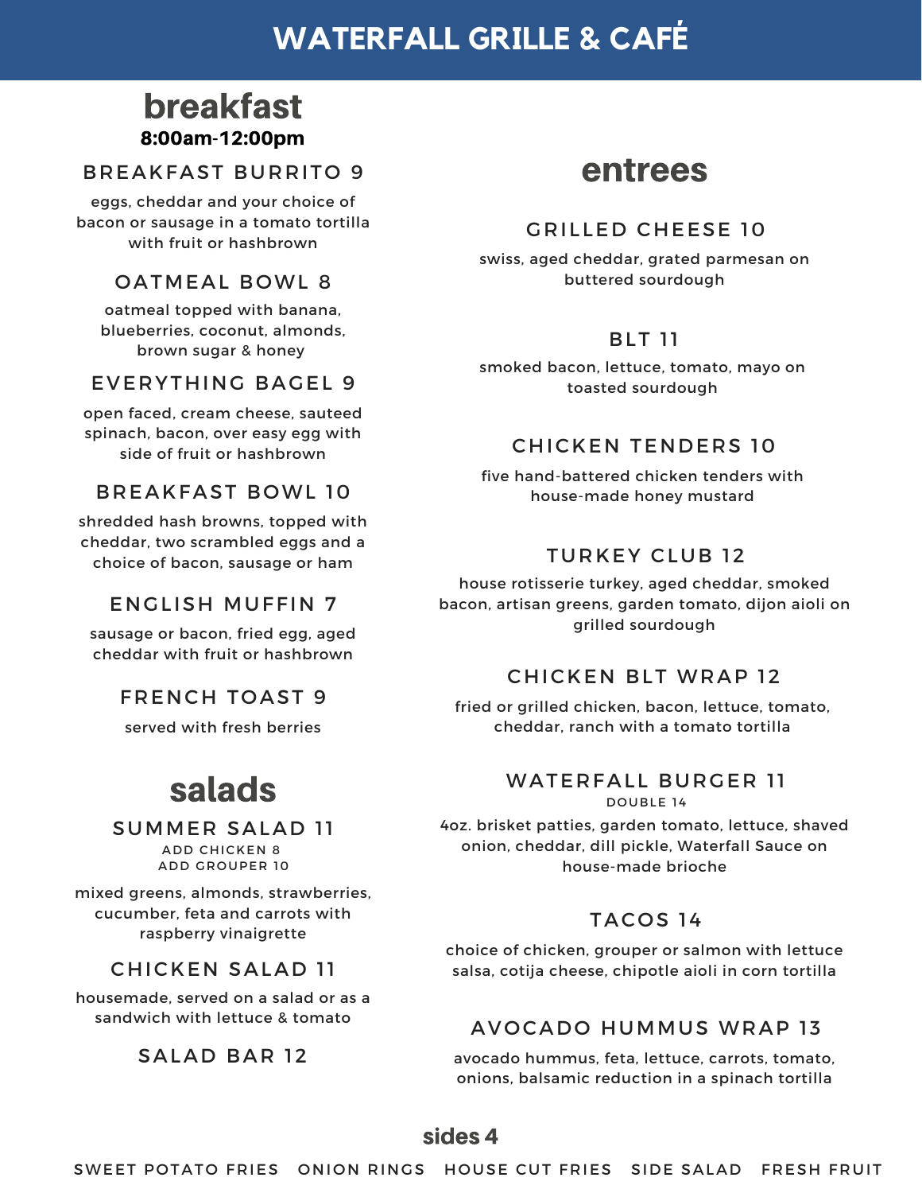# WATERFALL GRILLE & CAFÉ

## breakfast

**8:00am-12:00pm**

### BREAKFAST BURRITO 9

eggs, cheddar and your choice of bacon or sausage in a tomato tortilla with fruit or hashbrown

### OATMEAL BOWL 8

oatmeal topped with banana, blueberries, coconut, almonds, brown sugar & honey

### EVERYTHING BAGEL 9

open faced, cream cheese, sauteed spinach, bacon, over easy egg with side of fruit or hashbrown

### BREAKFAST BOWL 10

shredded hash browns, topped with cheddar, two scrambled eggs and a choice of bacon, sausage or ham

### ENGLISH MUFFIN 7

sausage or bacon, fried egg, aged cheddar with fruit or hashbrown

### FRENCH TOAST 9

served with fresh berries

## salads

### SUMMER SALAD 11

ADD CHICKEN 8
ADD GROUPER 10

mixed greens, almonds, strawberries, cucumber, feta and carrots with raspberry vinaigrette

### CHICKEN SALAD 11

housemade, served on a salad or as a sandwich with lettuce & tomato

### SALAD BAR 12

## entrees

### GRILLED CHEESE 10

swiss, aged cheddar, grated parmesan on buttered sourdough

### BLT 11

smoked bacon, lettuce, tomato, mayo on toasted sourdough

### CHICKEN TENDERS 10

five hand-battered chicken tenders with house-made honey mustard

### TURKEY CLUB 12

house rotisserie turkey, aged cheddar, smoked bacon, artisan greens, garden tomato, dijon aioli on grilled sourdough

### CHICKEN BLT WRAP 12

fried or grilled chicken, bacon, lettuce, tomato, cheddar, ranch with a tomato tortilla

### WATERFALL BURGER 11

DOUBLE 14

4oz. brisket patties, garden tomato, lettuce, shaved onion, cheddar, dill pickle, Waterfall Sauce on house-made brioche

### TACOS 14

choice of chicken, grouper or salmon with lettuce salsa, cotija cheese, chipotle aioli in corn tortilla

### AVOCADO HUMMUS WRAP 13

avocado hummus, feta, lettuce, carrots, tomato, onions, balsamic reduction in a spinach tortilla

## sides 4

SWEET POTATO FRIES ONION RINGS HOUSE CUT FRIES SIDE SALAD FRESH FRUIT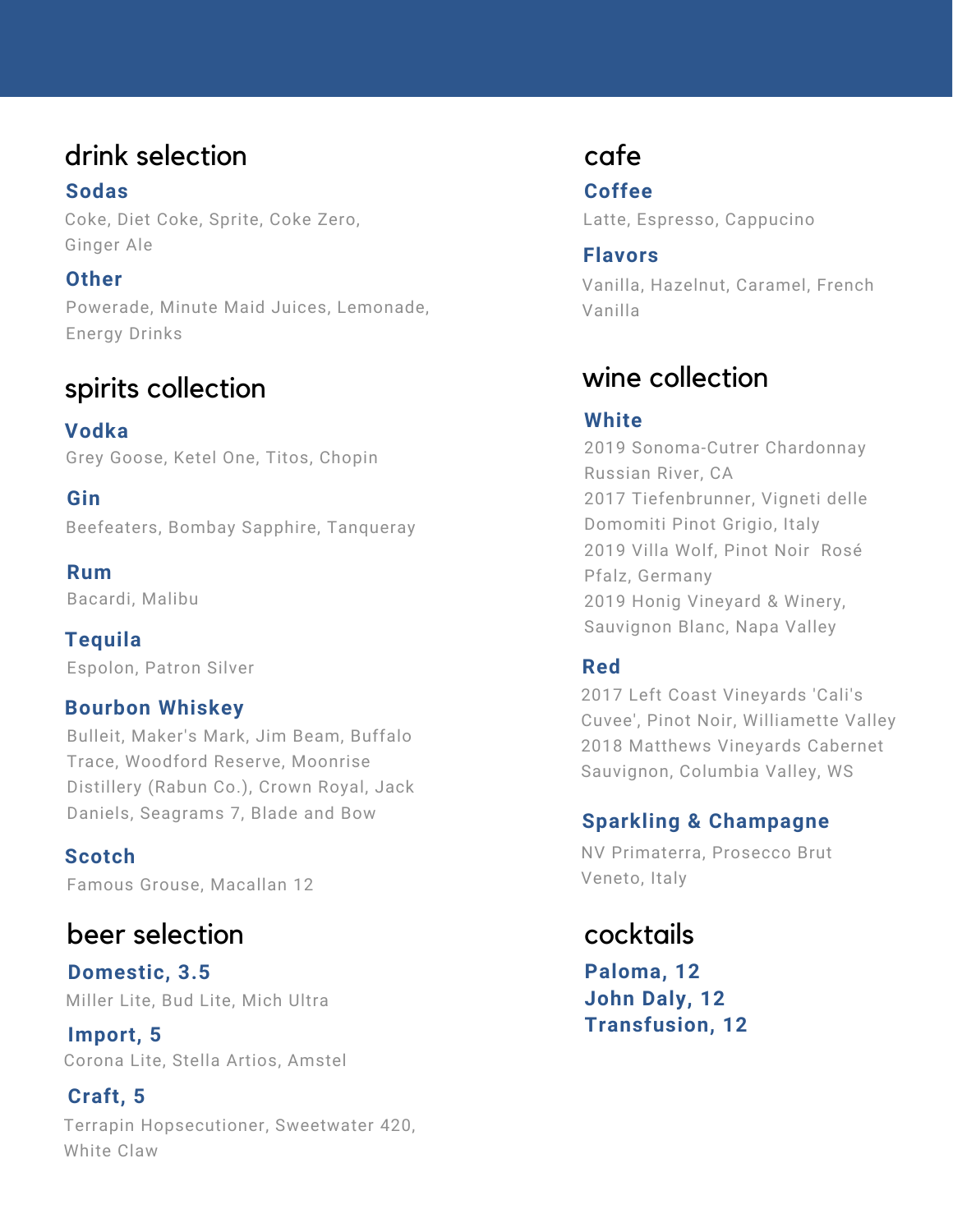## drink selection

### Sodas

Coke, Diet Coke, Sprite, Coke Zero, Ginger Ale

### Other

Powerade, Minute Maid Juices, Lemonade, Energy Drinks

## spirits collection

### Vodka

Grey Goose, Ketel One, Titos, Chopin

### Gin

Beefeaters, Bombay Sapphire, Tanqueray

### Rum

Bacardi, Malibu

### Tequila

Espolon, Patron Silver

### Bourbon Whiskey

Bulleit, Maker's Mark, Jim Beam, Buffalo Trace, Woodford Reserve, Moonrise Distillery (Rabun Co.), Crown Royal, Jack Daniels, Seagrams 7, Blade and Bow

### Scotch

Famous Grouse, Macallan 12

## beer selection

### Domestic, 3.5

Miller Lite, Bud Lite, Mich Ultra

### Import, 5

Corona Lite, Stella Artios, Amstel

### Craft, 5

Terrapin Hopsecutioner, Sweetwater 420, White Claw

## cafe

### Coffee

Latte, Espresso, Cappucino

### Flavors

Vanilla, Hazelnut, Caramel, French Vanilla

## wine collection

### White

2019 Sonoma-Cutrer Chardonnay Russian River, CA
2017 Tiefenbrunner, Vigneti delle Domomiti Pinot Grigio, Italy
2019 Villa Wolf, Pinot Noir Rosé Pfalz, Germany
2019 Honig Vineyard & Winery, Sauvignon Blanc, Napa Valley

### Red

2017 Left Coast Vineyards 'Cali's Cuvee', Pinot Noir, Williamette Valley
2018 Matthews Vineyards Cabernet Sauvignon, Columbia Valley, WS

### Sparkling & Champagne

NV Primaterra, Prosecco Brut Veneto, Italy

## cocktails

**Paloma, 12**
**John Daly, 12**
**Transfusion, 12**